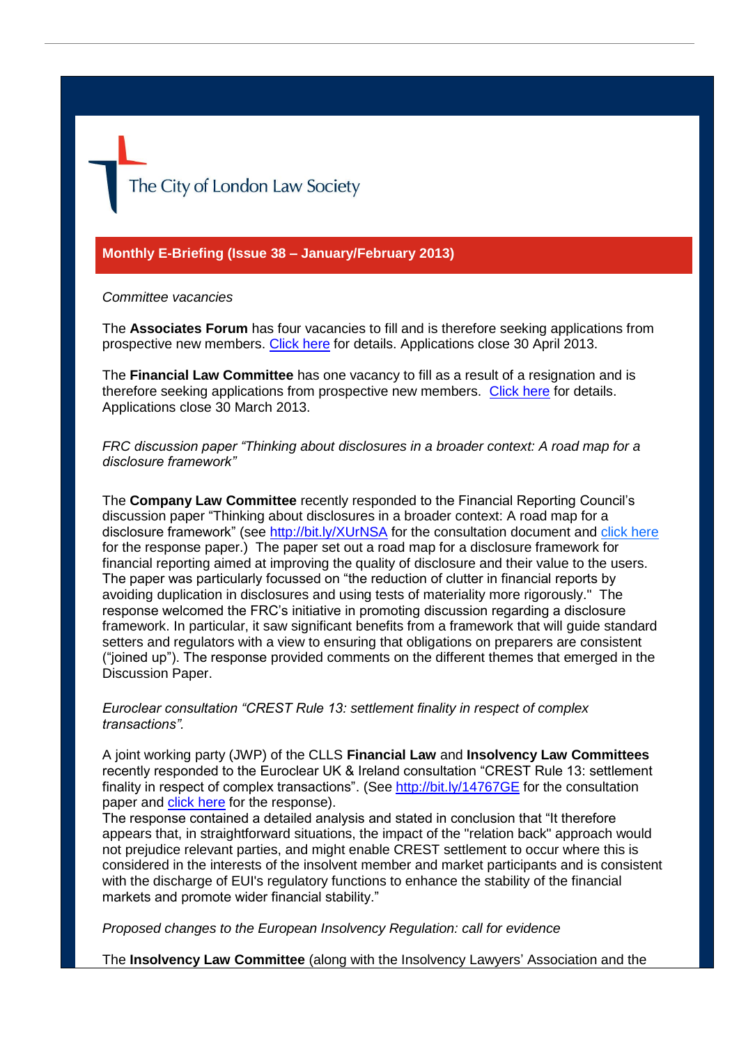The City of London Law Society

## Monthly E-Briefing (Issue 38 – January/February 2013)

*Committee vacancies*

The **Associates Forum** has four vacancies to fill and is therefore seeking applications from prospective new members. Click here for details. Applications close 30 April 2013.

The **Financial Law Committee** has one vacancy to fill as a result of a resignation and is therefore seeking applications from prospective new members. Click here for details. Applications close 30 March 2013.

*FRC discussion paper "Thinking about disclosures in a broader context: A road map for a disclosure framework"*

The **Company Law Committee** recently responded to the Financial Reporting Council's discussion paper "Thinking about disclosures in a broader context: A road map for a disclosure framework" (see http://bit.ly/XUrNSA for the consultation document and click here for the response paper.) The paper set out a road map for a disclosure framework for financial reporting aimed at improving the quality of disclosure and their value to the users. The paper was particularly focussed on "the reduction of clutter in financial reports by avoiding duplication in disclosures and using tests of materiality more rigorously." The response welcomed the FRC's initiative in promoting discussion regarding a disclosure framework. In particular, it saw significant benefits from a framework that will guide standard setters and regulators with a view to ensuring that obligations on preparers are consistent ("joined up"). The response provided comments on the different themes that emerged in the Discussion Paper.

*Euroclear consultation "CREST Rule 13: settlement finality in respect of complex transactions".*

A joint working party (JWP) of the CLLS **Financial Law** and **Insolvency Law Committees** recently responded to the Euroclear UK & Ireland consultation "CREST Rule 13: settlement finality in respect of complex transactions". (See http://bit.ly/14767GE for the consultation paper and click here for the response).
The response contained a detailed analysis and stated in conclusion that "It therefore appears that, in straightforward situations, the impact of the "relation back" approach would not prejudice relevant parties, and might enable CREST settlement to occur where this is considered in the interests of the insolvent member and market participants and is consistent with the discharge of EUI's regulatory functions to enhance the stability of the financial markets and promote wider financial stability."

*Proposed changes to the European Insolvency Regulation: call for evidence*

The **Insolvency Law Committee** (along with the Insolvency Lawyers' Association and the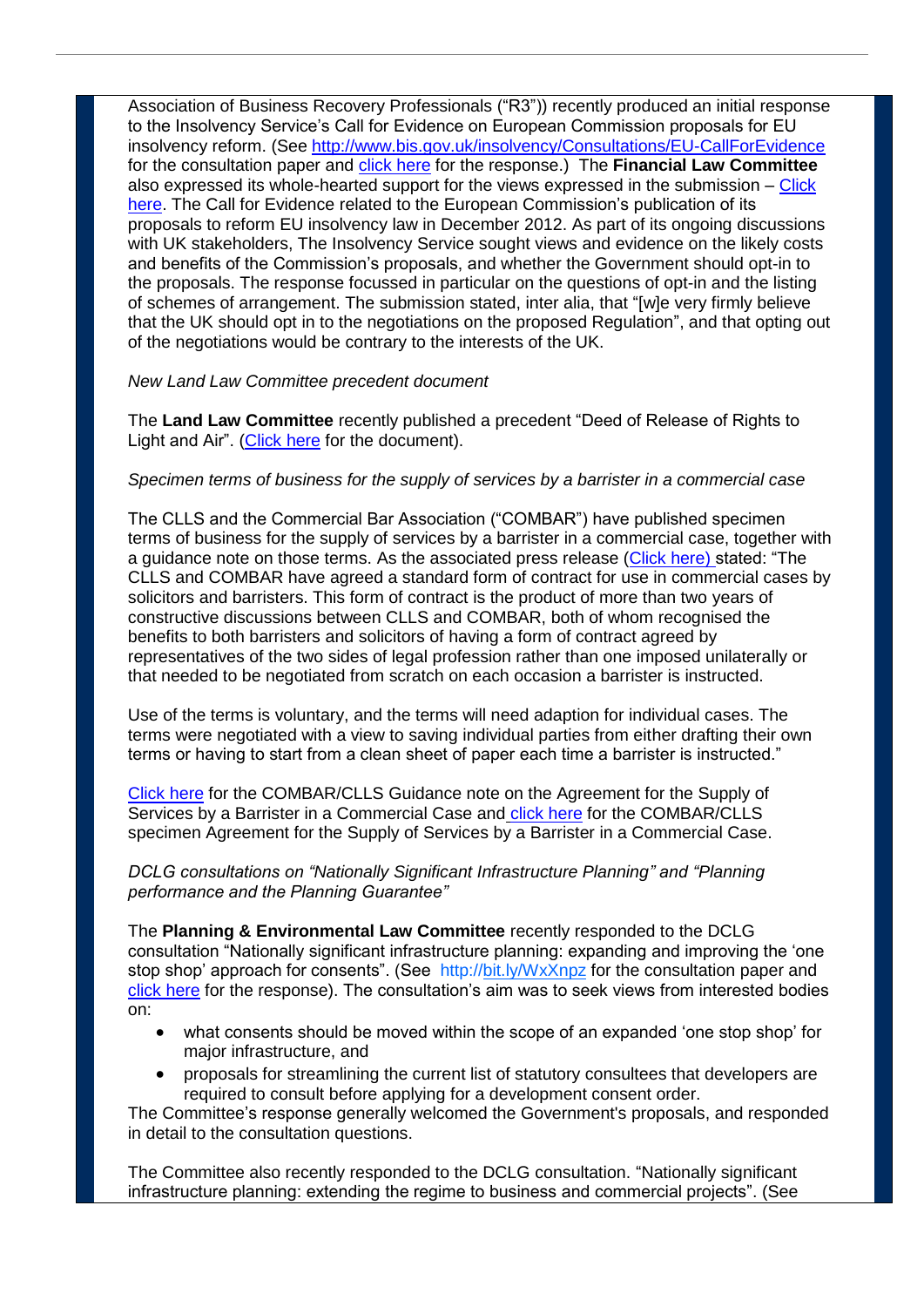Association of Business Recovery Professionals ("R3")) recently produced an initial response to the Insolvency Service's Call for Evidence on European Commission proposals for EU insolvency reform. (See http://www.bis.gov.uk/insolvency/Consultations/EU-CallForEvidence for the consultation paper and click here for the response.) The **Financial Law Committee** also expressed its whole-hearted support for the views expressed in the submission – Click here. The Call for Evidence related to the European Commission's publication of its proposals to reform EU insolvency law in December 2012. As part of its ongoing discussions with UK stakeholders, The Insolvency Service sought views and evidence on the likely costs and benefits of the Commission's proposals, and whether the Government should opt-in to the proposals. The response focussed in particular on the questions of opt-in and the listing of schemes of arrangement. The submission stated, inter alia, that "[w]e very firmly believe that the UK should opt in to the negotiations on the proposed Regulation", and that opting out of the negotiations would be contrary to the interests of the UK.

*New Land Law Committee precedent document*

The **Land Law Committee** recently published a precedent "Deed of Release of Rights to Light and Air". (Click here for the document).

*Specimen terms of business for the supply of services by a barrister in a commercial case*

The CLLS and the Commercial Bar Association ("COMBAR") have published specimen terms of business for the supply of services by a barrister in a commercial case, together with a guidance note on those terms. As the associated press release (Click here) stated: "The CLLS and COMBAR have agreed a standard form of contract for use in commercial cases by solicitors and barristers. This form of contract is the product of more than two years of constructive discussions between CLLS and COMBAR, both of whom recognised the benefits to both barristers and solicitors of having a form of contract agreed by representatives of the two sides of legal profession rather than one imposed unilaterally or that needed to be negotiated from scratch on each occasion a barrister is instructed.

Use of the terms is voluntary, and the terms will need adaption for individual cases. The terms were negotiated with a view to saving individual parties from either drafting their own terms or having to start from a clean sheet of paper each time a barrister is instructed."

Click here for the COMBAR/CLLS Guidance note on the Agreement for the Supply of Services by a Barrister in a Commercial Case and click here for the COMBAR/CLLS specimen Agreement for the Supply of Services by a Barrister in a Commercial Case.

*DCLG consultations on "Nationally Significant Infrastructure Planning" and "Planning performance and the Planning Guarantee"*

The **Planning & Environmental Law Committee** recently responded to the DCLG consultation "Nationally significant infrastructure planning: expanding and improving the 'one stop shop' approach for consents". (See http://bit.ly/WxXnpz for the consultation paper and click here for the response). The consultation's aim was to seek views from interested bodies on:

- what consents should be moved within the scope of an expanded 'one stop shop' for major infrastructure, and
- proposals for streamlining the current list of statutory consultees that developers are required to consult before applying for a development consent order.

The Committee's response generally welcomed the Government's proposals, and responded in detail to the consultation questions.

The Committee also recently responded to the DCLG consultation. "Nationally significant infrastructure planning: extending the regime to business and commercial projects". (See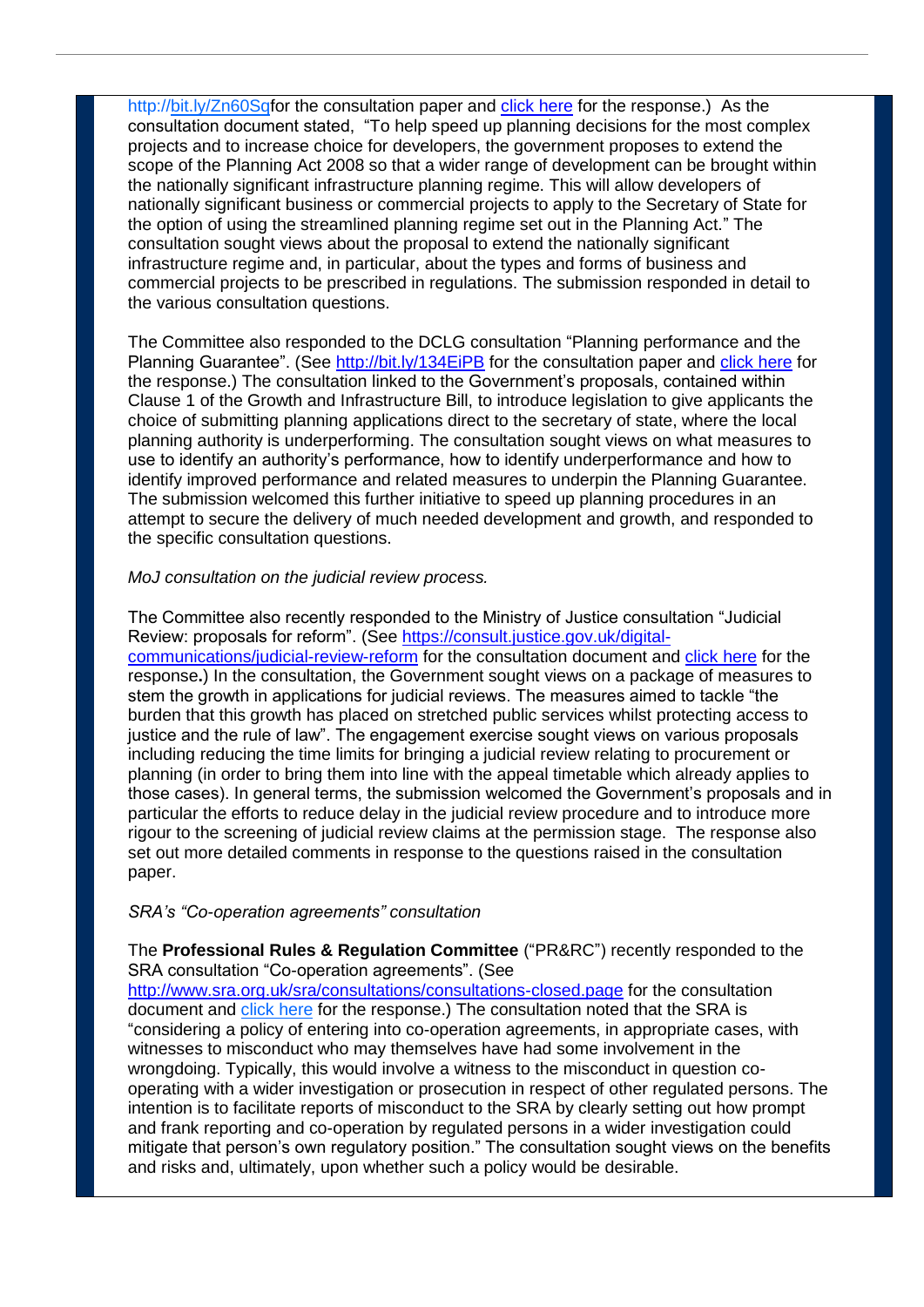[http://bit.ly/Zn60Sq](http://bit.ly/Zn60Sq)for the consultation paper and [click here](#) for the response.) As the consultation document stated, "To help speed up planning decisions for the most complex projects and to increase choice for developers, the government proposes to extend the scope of the Planning Act 2008 so that a wider range of development can be brought within the nationally significant infrastructure planning regime. This will allow developers of nationally significant business or commercial projects to apply to the Secretary of State for the option of using the streamlined planning regime set out in the Planning Act." The consultation sought views about the proposal to extend the nationally significant infrastructure regime and, in particular, about the types and forms of business and commercial projects to be prescribed in regulations. The submission responded in detail to the various consultation questions.

The Committee also responded to the DCLG consultation "Planning performance and the Planning Guarantee". (See [http://bit.ly/134EiPB](http://bit.ly/134EiPB) for the consultation paper and [click here](#) for the response.) The consultation linked to the Government's proposals, contained within Clause 1 of the Growth and Infrastructure Bill, to introduce legislation to give applicants the choice of submitting planning applications direct to the secretary of state, where the local planning authority is underperforming. The consultation sought views on what measures to use to identify an authority's performance, how to identify underperformance and how to identify improved performance and related measures to underpin the Planning Guarantee. The submission welcomed this further initiative to speed up planning procedures in an attempt to secure the delivery of much needed development and growth, and responded to the specific consultation questions.

*MoJ consultation on the judicial review process.*

The Committee also recently responded to the Ministry of Justice consultation "Judicial Review: proposals for reform". (See [https://consult.justice.gov.uk/digital-communications/judicial-review-reform](https://consult.justice.gov.uk/digital-communications/judicial-review-reform) for the consultation document and [click here](#) for the response**.)** In the consultation, the Government sought views on a package of measures to stem the growth in applications for judicial reviews. The measures aimed to tackle "the burden that this growth has placed on stretched public services whilst protecting access to justice and the rule of law". The engagement exercise sought views on various proposals including reducing the time limits for bringing a judicial review relating to procurement or planning (in order to bring them into line with the appeal timetable which already applies to those cases). In general terms, the submission welcomed the Government's proposals and in particular the efforts to reduce delay in the judicial review procedure and to introduce more rigour to the screening of judicial review claims at the permission stage. The response also set out more detailed comments in response to the questions raised in the consultation paper.

*SRA's "Co-operation agreements" consultation*

The **Professional Rules & Regulation Committee** ("PR&RC") recently responded to the SRA consultation "Co-operation agreements". (See [http://www.sra.org.uk/sra/consultations/consultations-closed.page](http://www.sra.org.uk/sra/consultations/consultations-closed.page) for the consultation document and [click here](#) for the response.) The consultation noted that the SRA is "considering a policy of entering into co-operation agreements, in appropriate cases, with witnesses to misconduct who may themselves have had some involvement in the wrongdoing. Typically, this would involve a witness to the misconduct in question co-operating with a wider investigation or prosecution in respect of other regulated persons. The intention is to facilitate reports of misconduct to the SRA by clearly setting out how prompt and frank reporting and co-operation by regulated persons in a wider investigation could mitigate that person's own regulatory position." The consultation sought views on the benefits and risks and, ultimately, upon whether such a policy would be desirable.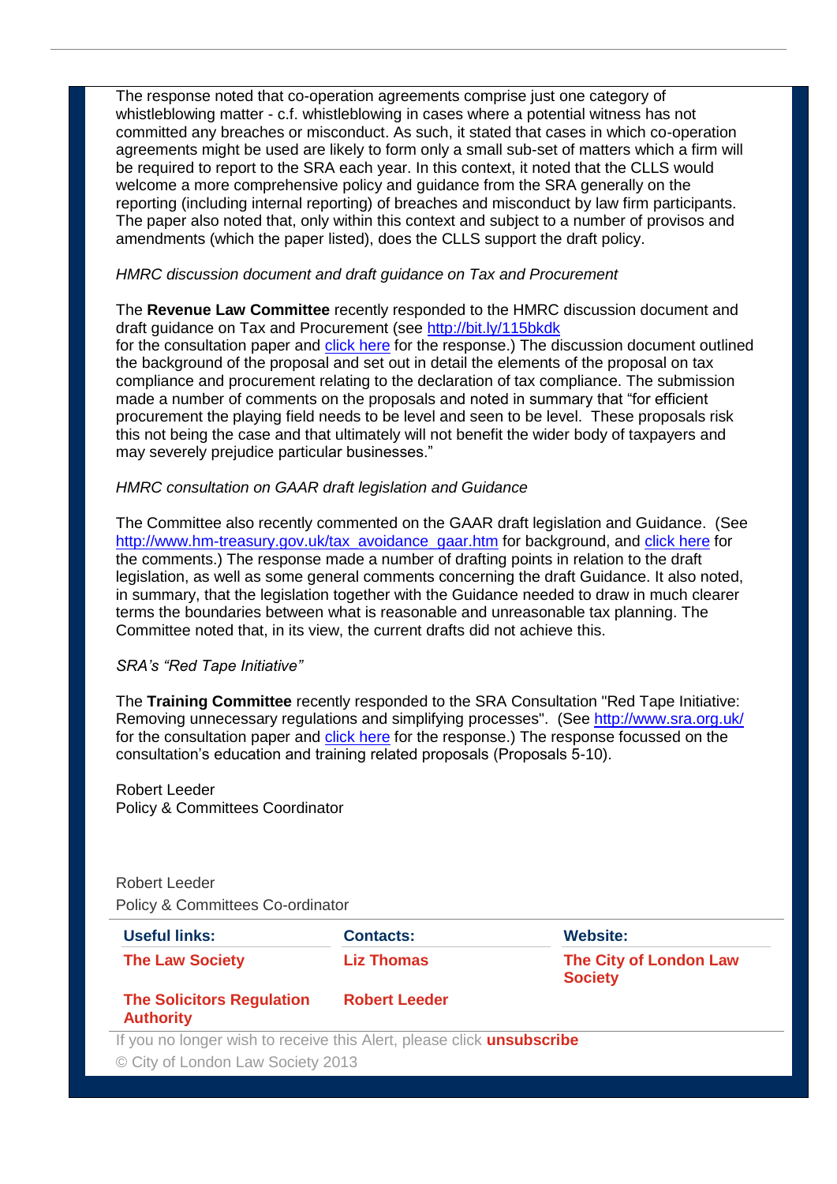The response noted that co-operation agreements comprise just one category of whistleblowing matter - c.f. whistleblowing in cases where a potential witness has not committed any breaches or misconduct. As such, it stated that cases in which co-operation agreements might be used are likely to form only a small sub-set of matters which a firm will be required to report to the SRA each year. In this context, it noted that the CLLS would welcome a more comprehensive policy and guidance from the SRA generally on the reporting (including internal reporting) of breaches and misconduct by law firm participants. The paper also noted that, only within this context and subject to a number of provisos and amendments (which the paper listed), does the CLLS support the draft policy.

*HMRC discussion document and draft guidance on Tax and Procurement*

The **Revenue Law Committee** recently responded to the HMRC discussion document and draft guidance on Tax and Procurement (see http://bit.ly/115bkdk for the consultation paper and click here for the response.) The discussion document outlined the background of the proposal and set out in detail the elements of the proposal on tax compliance and procurement relating to the declaration of tax compliance. The submission made a number of comments on the proposals and noted in summary that "for efficient procurement the playing field needs to be level and seen to be level. These proposals risk this not being the case and that ultimately will not benefit the wider body of taxpayers and may severely prejudice particular businesses."

*HMRC consultation on GAAR draft legislation and Guidance*

The Committee also recently commented on the GAAR draft legislation and Guidance. (See http://www.hm-treasury.gov.uk/tax_avoidance_gaar.htm for background, and click here for the comments.) The response made a number of drafting points in relation to the draft legislation, as well as some general comments concerning the draft Guidance. It also noted, in summary, that the legislation together with the Guidance needed to draw in much clearer terms the boundaries between what is reasonable and unreasonable tax planning. The Committee noted that, in its view, the current drafts did not achieve this.

*SRA's "Red Tape Initiative"*

The **Training Committee** recently responded to the SRA Consultation "Red Tape Initiative: Removing unnecessary regulations and simplifying processes". (See http://www.sra.org.uk/ for the consultation paper and click here for the response.) The response focussed on the consultation's education and training related proposals (Proposals 5-10).

Robert Leeder
Policy & Committees Coordinator

Robert Leeder
Policy & Committees Co-ordinator

| Useful links: | Contacts: | Website: |
|---|---|---|
| **The Law Society** | **Liz Thomas** | **The City of London Law Society** |
| **The Solicitors Regulation Authority** | **Robert Leeder** | |

If you no longer wish to receive this Alert, please click **unsubscribe**

© City of London Law Society 2013